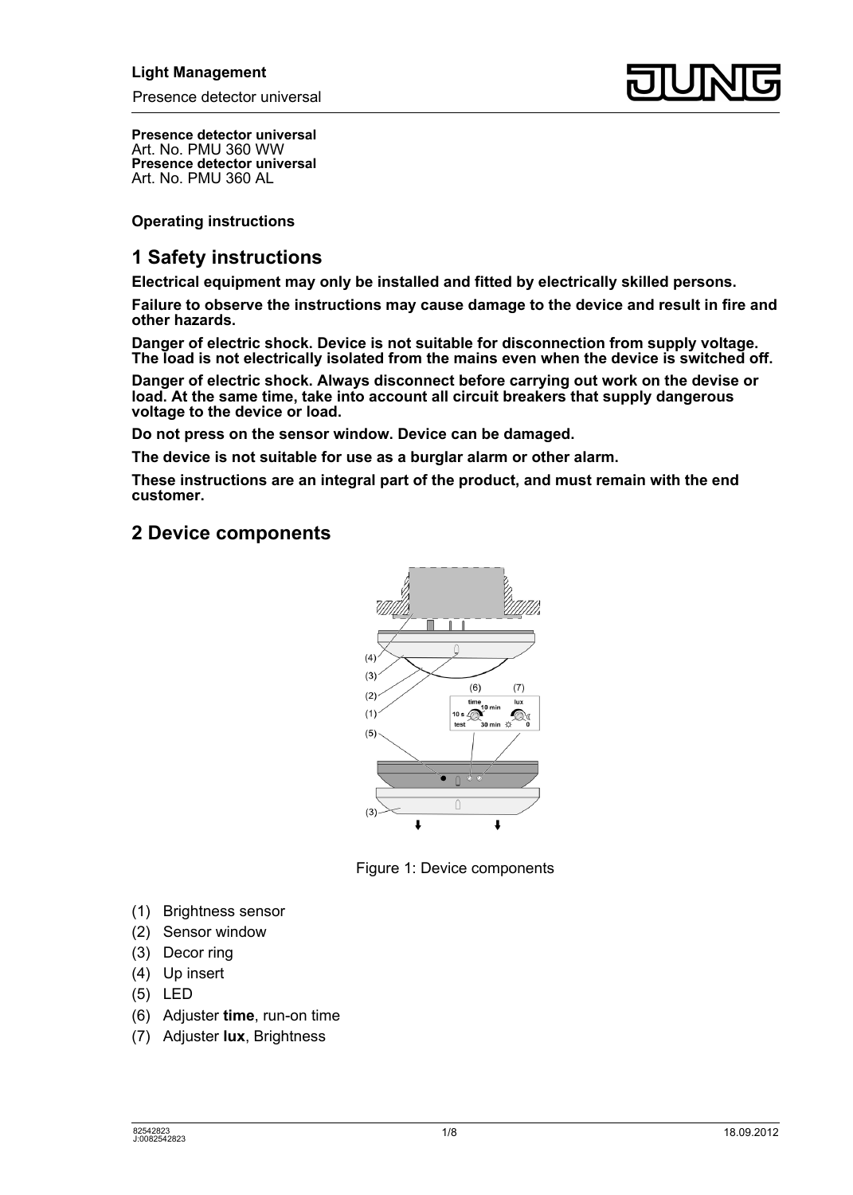**Presence detector universal**
Art. No. PMU 360 WW
**Presence detector universal**
Art. No. PMU 360 AL

**Operating instructions**

## 1 Safety instructions

**Electrical equipment may only be installed and fitted by electrically skilled persons.**

**Failure to observe the instructions may cause damage to the device and result in fire and other hazards.**

**Danger of electric shock. Device is not suitable for disconnection from supply voltage. The load is not electrically isolated from the mains even when the device is switched off.**

**Danger of electric shock. Always disconnect before carrying out work on the devise or load. At the same time, take into account all circuit breakers that supply dangerous voltage to the device or load.**

**Do not press on the sensor window. Device can be damaged.**

**The device is not suitable for use as a burglar alarm or other alarm.**

**These instructions are an integral part of the product, and must remain with the end customer.**

## 2 Device components

Figure 1: Device components

(1) Brightness sensor
(2) Sensor window
(3) Decor ring
(4) Up insert
(5) LED
(6) Adjuster **time**, run-on time
(7) Adjuster **lux**, Brightness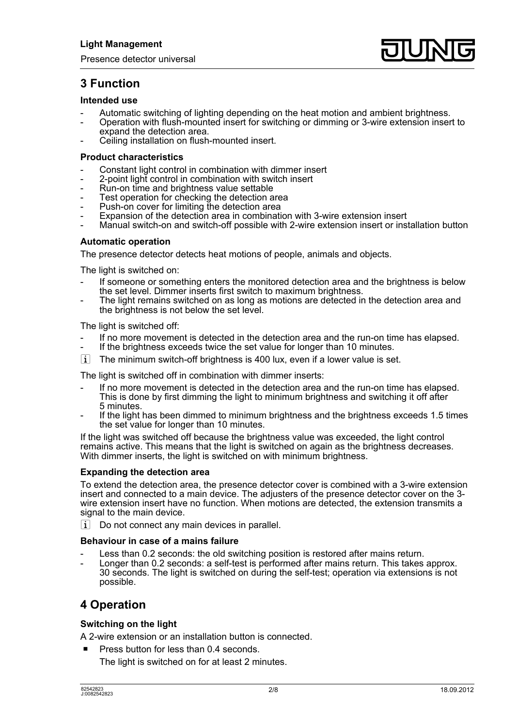# 3 Function

### Intended use

- Automatic switching of lighting depending on the heat motion and ambient brightness.
- Operation with flush-mounted insert for switching or dimming or 3-wire extension insert to expand the detection area.
- Ceiling installation on flush-mounted insert.

### Product characteristics

- Constant light control in combination with dimmer insert
- 2-point light control in combination with switch insert
- Run-on time and brightness value settable
- Test operation for checking the detection area
- Push-on cover for limiting the detection area
- Expansion of the detection area in combination with 3-wire extension insert
- Manual switch-on and switch-off possible with 2-wire extension insert or installation button

### Automatic operation

The presence detector detects heat motions of people, animals and objects.

The light is switched on:

- If someone or something enters the monitored detection area and the brightness is below the set level. Dimmer inserts first switch to maximum brightness.
- The light remains switched on as long as motions are detected in the detection area and the brightness is not below the set level.

The light is switched off:

- If no more movement is detected in the detection area and the run-on time has elapsed.
- If the brightness exceeds twice the set value for longer than 10 minutes.

[i] The minimum switch-off brightness is 400 lux, even if a lower value is set.

The light is switched off in combination with dimmer inserts:

- If no more movement is detected in the detection area and the run-on time has elapsed. This is done by first dimming the light to minimum brightness and switching it off after 5 minutes.
- If the light has been dimmed to minimum brightness and the brightness exceeds 1.5 times the set value for longer than 10 minutes.

If the light was switched off because the brightness value was exceeded, the light control remains active. This means that the light is switched on again as the brightness decreases. With dimmer inserts, the light is switched on with minimum brightness.

### Expanding the detection area

To extend the detection area, the presence detector cover is combined with a 3-wire extension insert and connected to a main device. The adjusters of the presence detector cover on the 3-wire extension insert have no function. When motions are detected, the extension transmits a signal to the main device.

[i] Do not connect any main devices in parallel.

### Behaviour in case of a mains failure

- Less than 0.2 seconds: the old switching position is restored after mains return.
- Longer than 0.2 seconds: a self-test is performed after mains return. This takes approx. 30 seconds. The light is switched on during the self-test; operation via extensions is not possible.

# 4 Operation

### Switching on the light

A 2-wire extension or an installation button is connected.

- Press button for less than 0.4 seconds.

  The light is switched on for at least 2 minutes.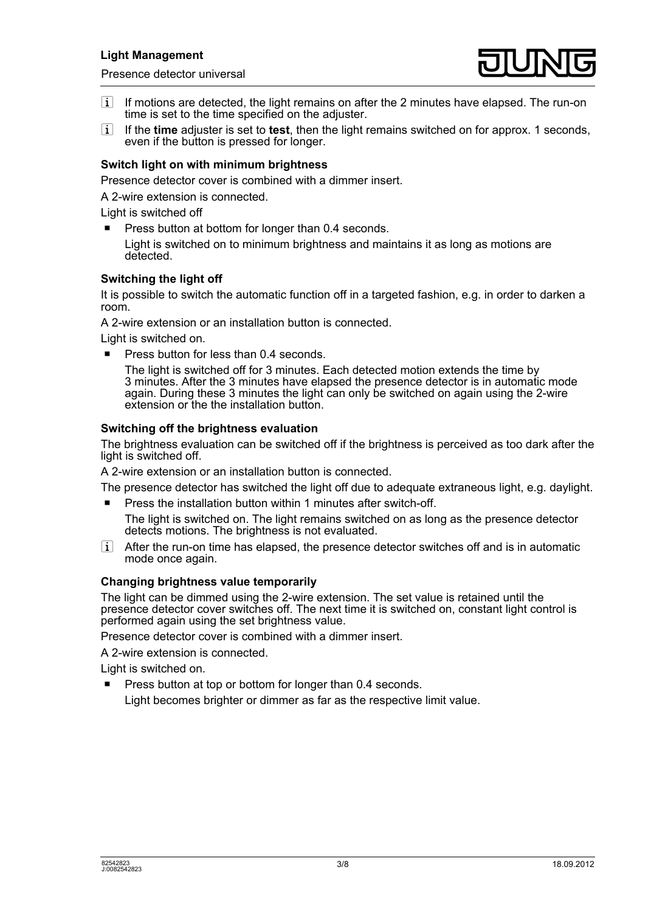- ℹ If motions are detected, the light remains on after the 2 minutes have elapsed. The run-on time is set to the time specified on the adjuster.
- ℹ If the **time** adjuster is set to **test**, then the light remains switched on for approx. 1 seconds, even if the button is pressed for longer.

### Switch light on with minimum brightness

Presence detector cover is combined with a dimmer insert.

A 2-wire extension is connected.

Light is switched off

- Press button at bottom for longer than 0.4 seconds.

  Light is switched on to minimum brightness and maintains it as long as motions are detected.

### Switching the light off

It is possible to switch the automatic function off in a targeted fashion, e.g. in order to darken a room.

A 2-wire extension or an installation button is connected.

Light is switched on.

- Press button for less than 0.4 seconds.

  The light is switched off for 3 minutes. Each detected motion extends the time by 3 minutes. After the 3 minutes have elapsed the presence detector is in automatic mode again. During these 3 minutes the light can only be switched on again using the 2-wire extension or the the installation button.

### Switching off the brightness evaluation

The brightness evaluation can be switched off if the brightness is perceived as too dark after the light is switched off.

A 2-wire extension or an installation button is connected.

The presence detector has switched the light off due to adequate extraneous light, e.g. daylight.

- Press the installation button within 1 minutes after switch-off.

  The light is switched on. The light remains switched on as long as the presence detector detects motions. The brightness is not evaluated.

- ℹ After the run-on time has elapsed, the presence detector switches off and is in automatic mode once again.

### Changing brightness value temporarily

The light can be dimmed using the 2-wire extension. The set value is retained until the presence detector cover switches off. The next time it is switched on, constant light control is performed again using the set brightness value.

Presence detector cover is combined with a dimmer insert.

A 2-wire extension is connected.

Light is switched on.

- Press button at top or bottom for longer than 0.4 seconds.

  Light becomes brighter or dimmer as far as the respective limit value.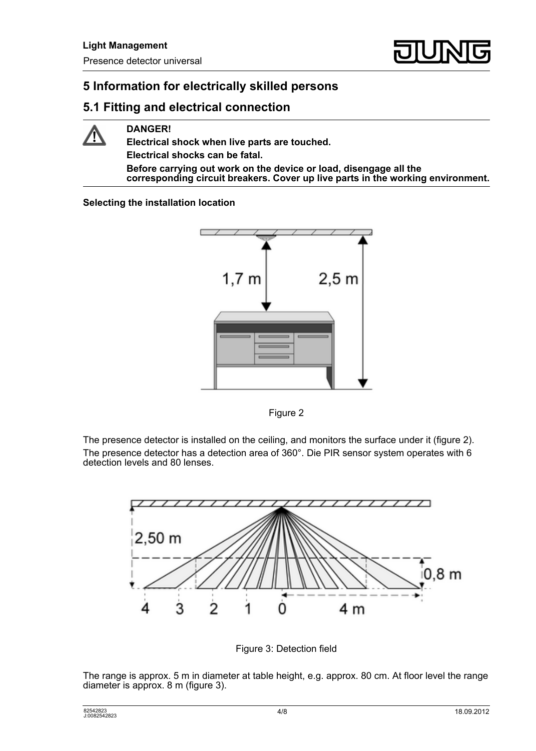## 5 Information for electrically skilled persons

### 5.1 Fitting and electrical connection

**DANGER!**
**Electrical shock when live parts are touched.**
**Electrical shocks can be fatal.**
**Before carrying out work on the device or load, disengage all the corresponding circuit breakers. Cover up live parts in the working environment.**

**Selecting the installation location**

Figure 2

The presence detector is installed on the ceiling, and monitors the surface under it (figure 2).
The presence detector has a detection area of 360°. Die PIR sensor system operates with 6 detection levels and 80 lenses.

Figure 3: Detection field

The range is approx. 5 m in diameter at table height, e.g. approx. 80 cm. At floor level the range diameter is approx. 8 m (figure 3).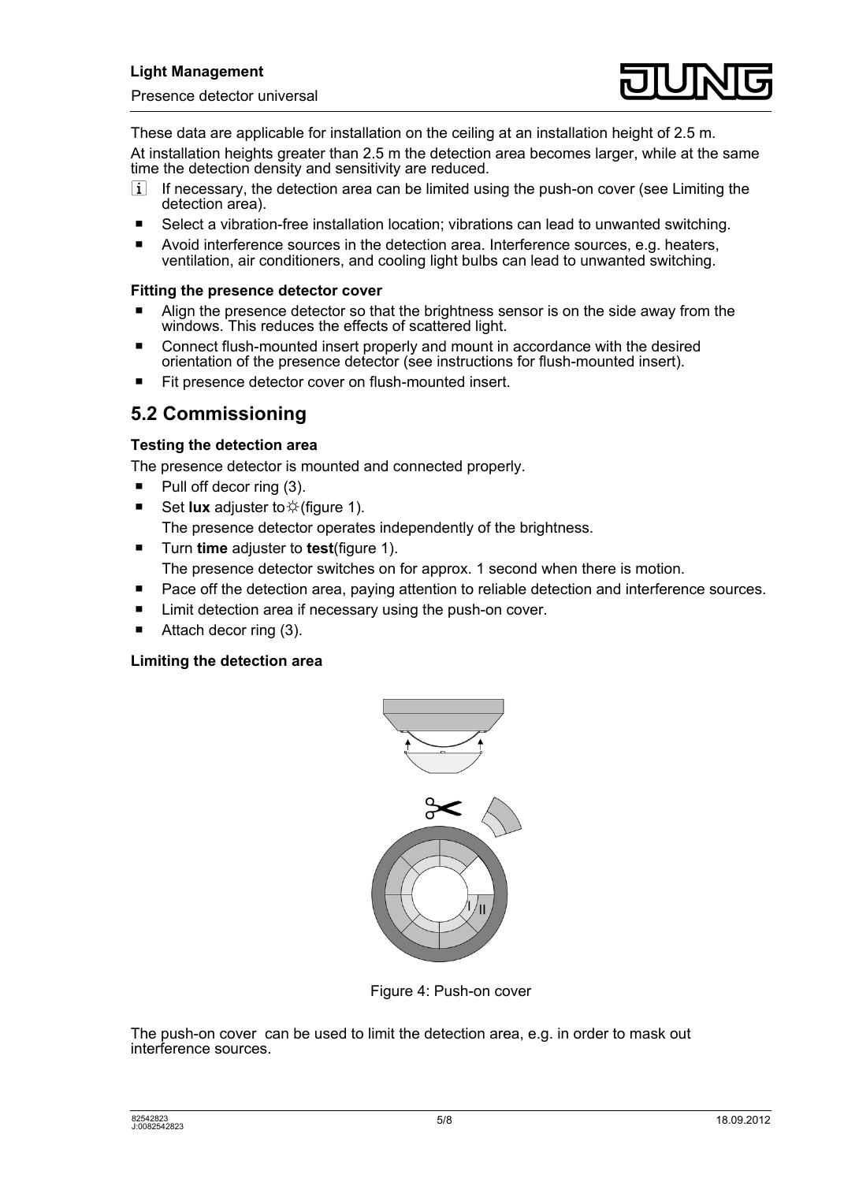These data are applicable for installation on the ceiling at an installation height of 2.5 m.

At installation heights greater than 2.5 m the detection area becomes larger, while at the same time the detection density and sensitivity are reduced.

- i If necessary, the detection area can be limited using the push-on cover (see Limiting the detection area).

- Select a vibration-free installation location; vibrations can lead to unwanted switching.
- Avoid interference sources in the detection area. Interference sources, e.g. heaters, ventilation, air conditioners, and cooling light bulbs can lead to unwanted switching.

**Fitting the presence detector cover**

- Align the presence detector so that the brightness sensor is on the side away from the windows. This reduces the effects of scattered light.
- Connect flush-mounted insert properly and mount in accordance with the desired orientation of the presence detector (see instructions for flush-mounted insert).
- Fit presence detector cover on flush-mounted insert.

## 5.2 Commissioning

**Testing the detection area**

The presence detector is mounted and connected properly.

- Pull off decor ring (3).
- Set **lux** adjuster to ☼ (figure 1).
  The presence detector operates independently of the brightness.
- Turn **time** adjuster to **test** (figure 1).
  The presence detector switches on for approx. 1 second when there is motion.
- Pace off the detection area, paying attention to reliable detection and interference sources.
- Limit detection area if necessary using the push-on cover.
- Attach decor ring (3).

**Limiting the detection area**

Figure 4: Push-on cover

The push-on cover can be used to limit the detection area, e.g. in order to mask out interference sources.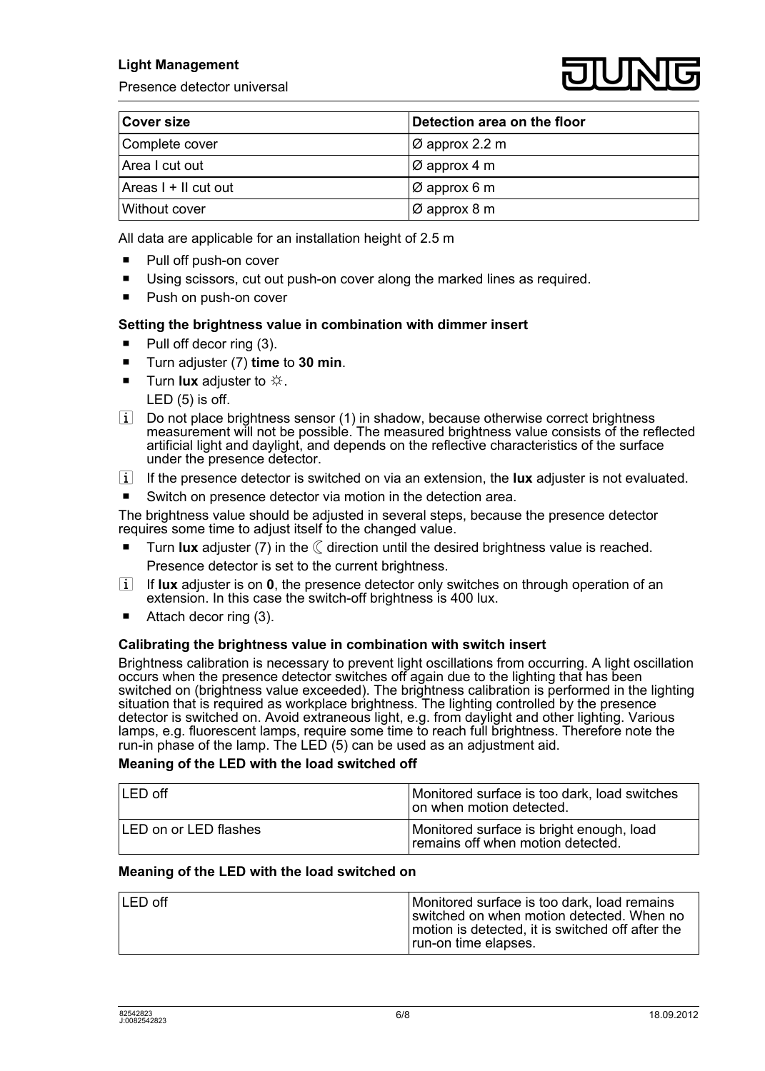| Cover size | Detection area on the floor |
|---|---|
| Complete cover | Ø approx 2.2 m |
| Area I cut out | Ø approx 4 m |
| Areas I + II cut out | Ø approx 6 m |
| Without cover | Ø approx 8 m |

All data are applicable for an installation height of 2.5 m

- Pull off push-on cover
- Using scissors, cut out push-on cover along the marked lines as required.
- Push on push-on cover

### Setting the brightness value in combination with dimmer insert

- Pull off decor ring (3).
- Turn adjuster (7) **time** to **30 min**.
- Turn **lux** adjuster to ☼.
  LED (5) is off.

i Do not place brightness sensor (1) in shadow, because otherwise correct brightness measurement will not be possible. The measured brightness value consists of the reflected artificial light and daylight, and depends on the reflective characteristics of the surface under the presence detector.

i If the presence detector is switched on via an extension, the **lux** adjuster is not evaluated.

- Switch on presence detector via motion in the detection area.

The brightness value should be adjusted in several steps, because the presence detector requires some time to adjust itself to the changed value.

- Turn **lux** adjuster (7) in the ☾ direction until the desired brightness value is reached.
  Presence detector is set to the current brightness.

i If **lux** adjuster is on **0**, the presence detector only switches on through operation of an extension. In this case the switch-off brightness is 400 lux.

- Attach decor ring (3).

### Calibrating the brightness value in combination with switch insert

Brightness calibration is necessary to prevent light oscillations from occurring. A light oscillation occurs when the presence detector switches off again due to the lighting that has been switched on (brightness value exceeded). The brightness calibration is performed in the lighting situation that is required as workplace brightness. The lighting controlled by the presence detector is switched on. Avoid extraneous light, e.g. from daylight and other lighting. Various lamps, e.g. fluorescent lamps, require some time to reach full brightness. Therefore note the run-in phase of the lamp. The LED (5) can be used as an adjustment aid.

#### Meaning of the LED with the load switched off

| | |
|---|---|
| LED off | Monitored surface is too dark, load switches on when motion detected. |
| LED on or LED flashes | Monitored surface is bright enough, load remains off when motion detected. |

#### Meaning of the LED with the load switched on

| | |
|---|---|
| LED off | Monitored surface is too dark, load remains switched on when motion detected. When no motion is detected, it is switched off after the run-on time elapses. |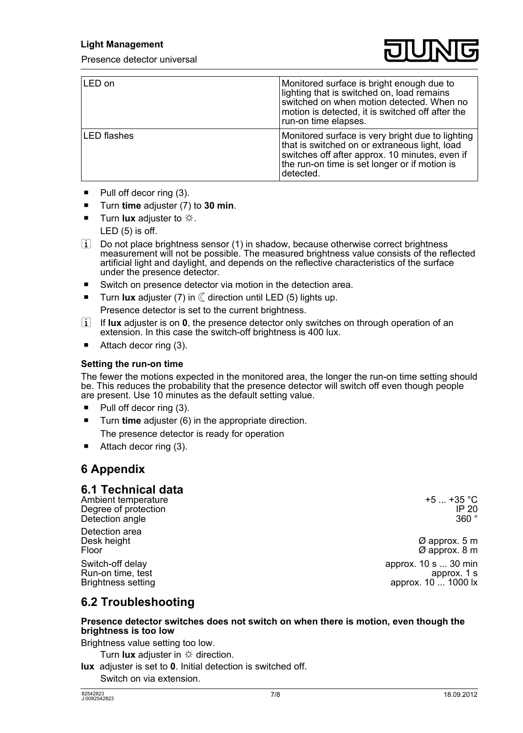| LED on | Monitored surface is bright enough due to lighting that is switched on, load remains switched on when motion detected. When no motion is detected, it is switched off after the run-on time elapses. |
| --- | --- |
| LED flashes | Monitored surface is very bright due to lighting that is switched on or extraneous light, load switches off after approx. 10 minutes, even if the run-on time is set longer or if motion is detected. |

- Pull off decor ring (3).
- Turn **time** adjuster (7) to **30 min**.
- Turn **lux** adjuster to ☼.

  LED (5) is off.

i Do not place brightness sensor (1) in shadow, because otherwise correct brightness measurement will not be possible. The measured brightness value consists of the reflected artificial light and daylight, and depends on the reflective characteristics of the surface under the presence detector.

- Switch on presence detector via motion in the detection area.
- Turn **lux** adjuster (7) in ☾ direction until LED (5) lights up.

  Presence detector is set to the current brightness.

i If **lux** adjuster is on **0**, the presence detector only switches on through operation of an extension. In this case the switch-off brightness is 400 lux.

- Attach decor ring (3).

### Setting the run-on time

The fewer the motions expected in the monitored area, the longer the run-on time setting should be. This reduces the probability that the presence detector will switch off even though people are present. Use 10 minutes as the default setting value.

- Pull off decor ring (3).
- Turn **time** adjuster (6) in the appropriate direction.

  The presence detector is ready for operation

- Attach decor ring (3).

# 6 Appendix

## 6.1 Technical data

| | |
| --- | --- |
| Ambient temperature | +5 ... +35 °C |
| Degree of protection | IP 20 |
| Detection angle | 360 ° |
| Detection area | |
| Desk height | Ø approx. 5 m |
| Floor | Ø approx. 8 m |
| Switch-off delay | approx. 10 s ... 30 min |
| Run-on time, test | approx. 1 s |
| Brightness setting | approx. 10 ... 1000 lx |

## 6.2 Troubleshooting

**Presence detector switches does not switch on when there is motion, even though the brightness is too low**

Brightness value setting too low.

Turn **lux** adjuster in ☼ direction.

**lux** adjuster is set to **0**. Initial detection is switched off.

Switch on via extension.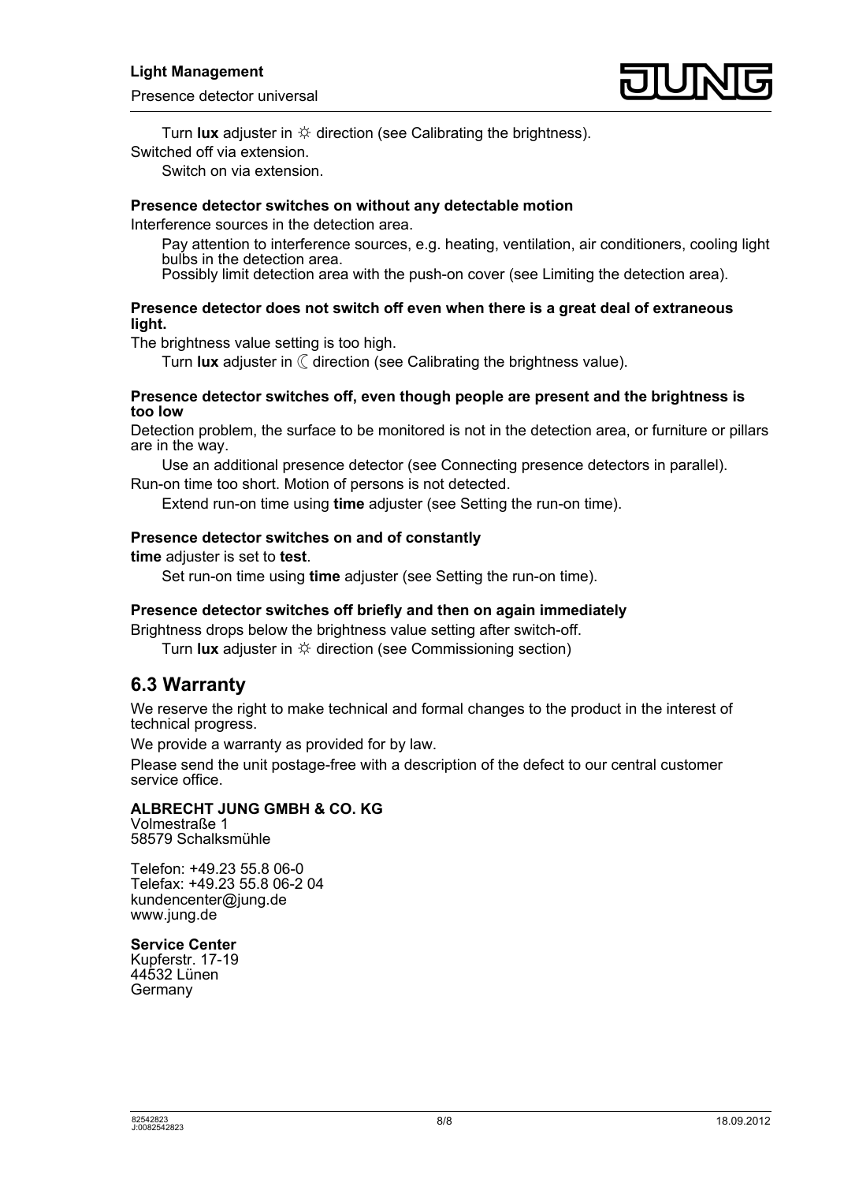Turn **lux** adjuster in ☼ direction (see Calibrating the brightness).

Switched off via extension.

Switch on via extension.

**Presence detector switches on without any detectable motion**

Interference sources in the detection area.

Pay attention to interference sources, e.g. heating, ventilation, air conditioners, cooling light bulbs in the detection area.

Possibly limit detection area with the push-on cover (see Limiting the detection area).

**Presence detector does not switch off even when there is a great deal of extraneous light.**

The brightness value setting is too high.

Turn **lux** adjuster in ☾ direction (see Calibrating the brightness value).

**Presence detector switches off, even though people are present and the brightness is too low**

Detection problem, the surface to be monitored is not in the detection area, or furniture or pillars are in the way.

Use an additional presence detector (see Connecting presence detectors in parallel).

Run-on time too short. Motion of persons is not detected.

Extend run-on time using **time** adjuster (see Setting the run-on time).

**Presence detector switches on and of constantly**

**time** adjuster is set to **test**.

Set run-on time using **time** adjuster (see Setting the run-on time).

**Presence detector switches off briefly and then on again immediately**

Brightness drops below the brightness value setting after switch-off.

Turn **lux** adjuster in ☼ direction (see Commissioning section)

## 6.3 Warranty

We reserve the right to make technical and formal changes to the product in the interest of technical progress.

We provide a warranty as provided for by law.

Please send the unit postage-free with a description of the defect to our central customer service office.

**ALBRECHT JUNG GMBH & CO. KG**
Volmestraße 1
58579 Schalksmühle

Telefon: +49.23 55.8 06-0
Telefax: +49.23 55.8 06-2 04
kundencenter@jung.de
www.jung.de

**Service Center**
Kupferstr. 17-19
44532 Lünen
Germany